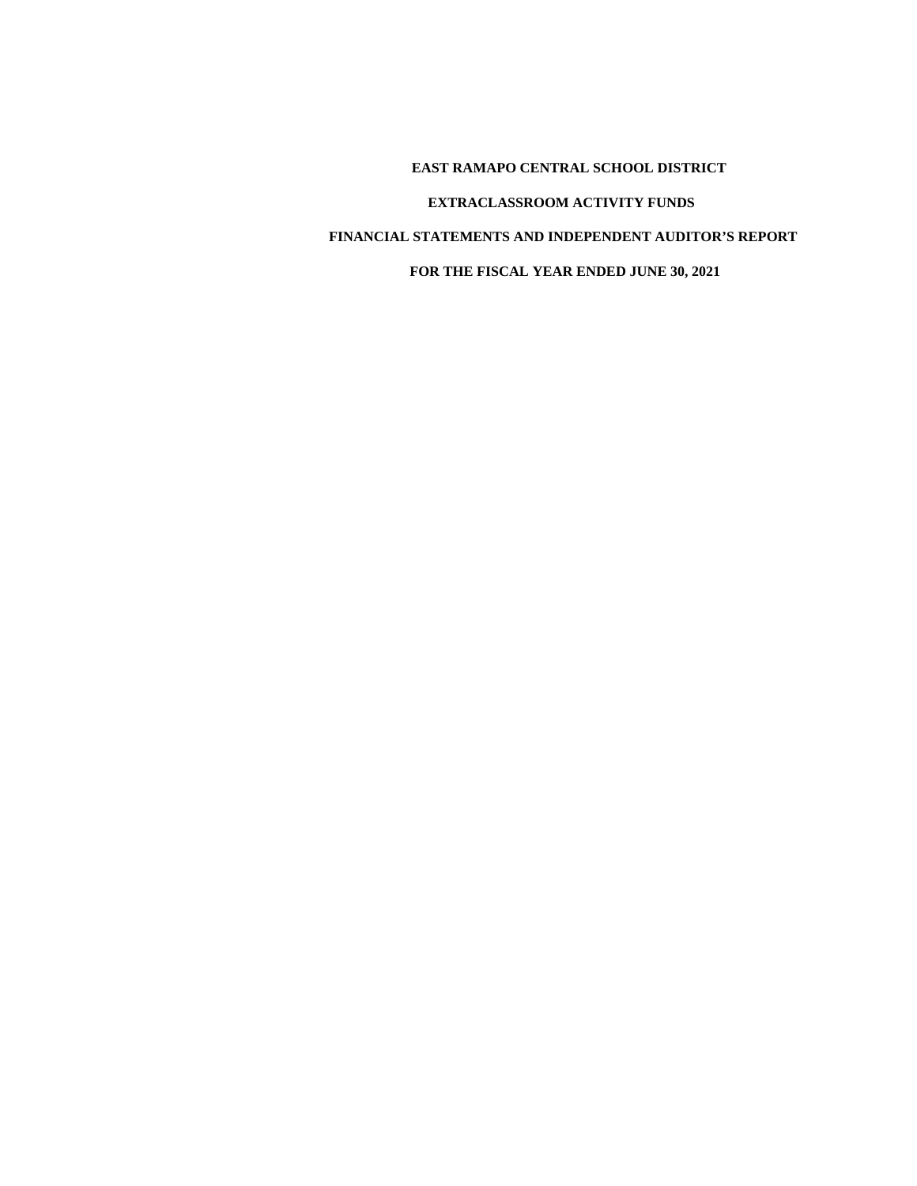# EAST RAMAPO CENTRAL SCHOOL DISTRICT

## EXTRACLASSROOM ACTIVITY FUNDS

## FINANCIAL STATEMENTS AND INDEPENDENT AUDITOR'S REPORT

## FOR THE FISCAL YEAR ENDED JUNE 30, 2021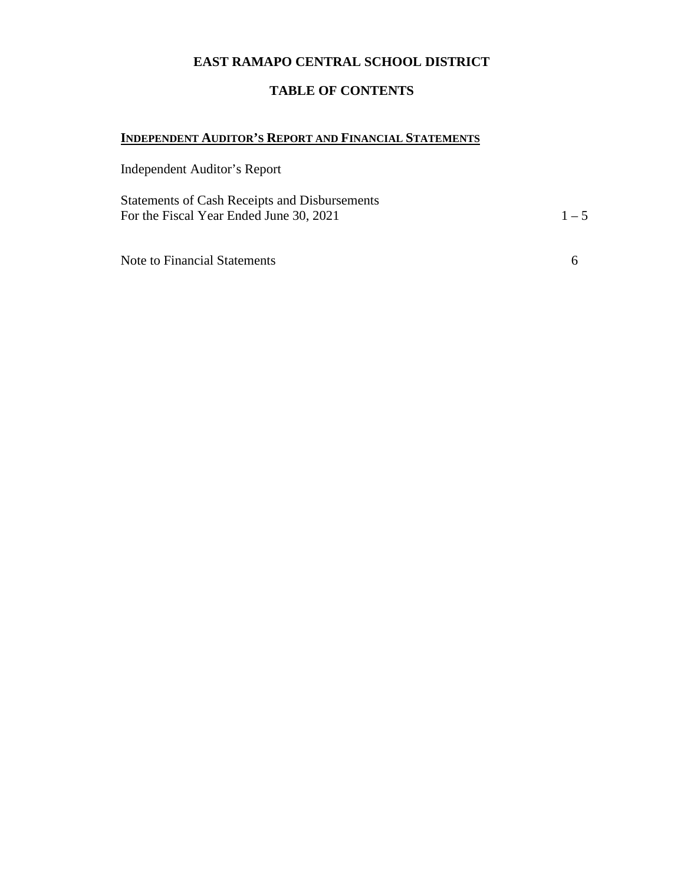# EAST RAMAPO CENTRAL SCHOOL DISTRICT

## TABLE OF CONTENTS

**INDEPENDENT AUDITOR'S REPORT AND FINANCIAL STATEMENTS**

| | |
|---|---|
| Independent Auditor's Report | |
| Statements of Cash Receipts and Disbursements For the Fiscal Year Ended June 30, 2021 | 1 – 5 |
| Note to Financial Statements | 6 |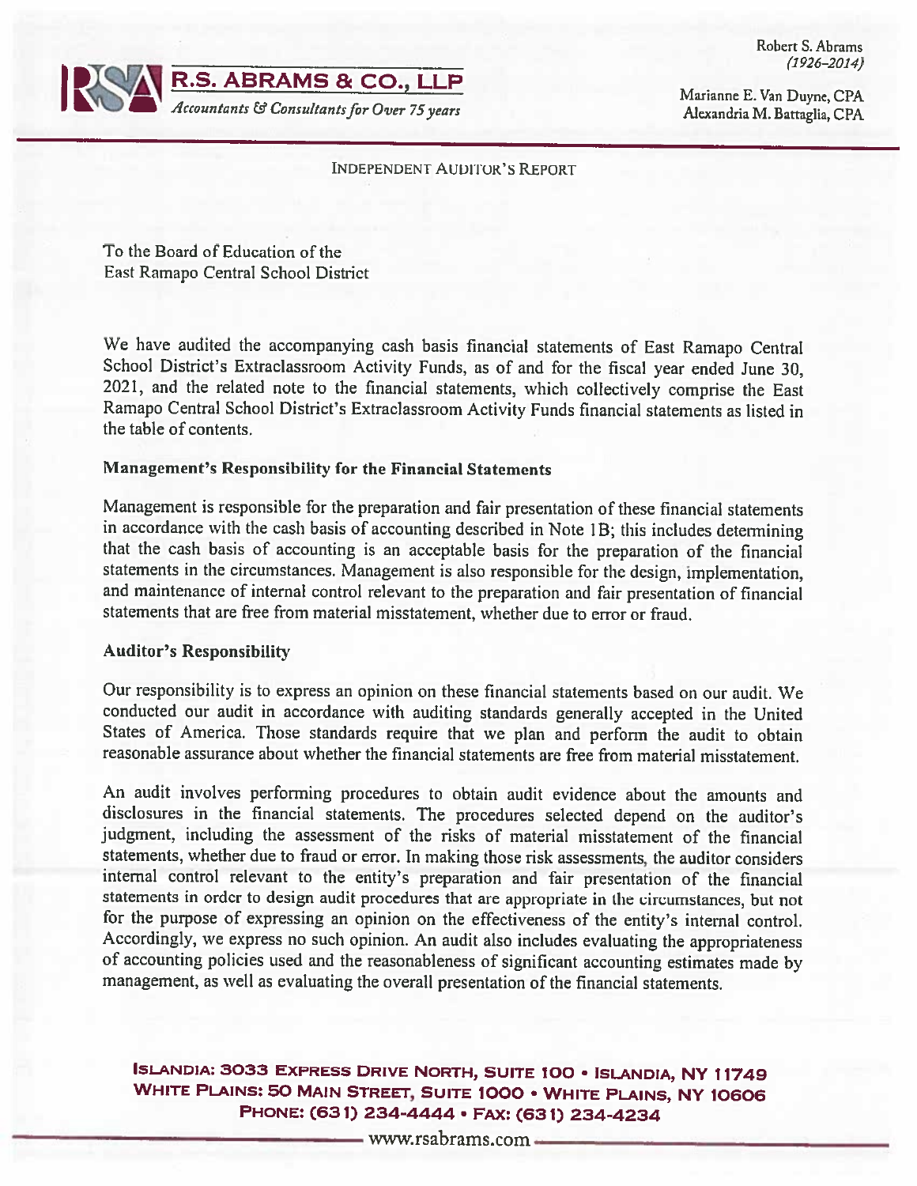Robert S. Abrams
*(1926–2014)*

**R.S. ABRAMS & CO., LLP**
*Accountants & Consultants for Over 75 years*

Marianne E. Van Duyne, CPA
Alexandria M. Battaglia, CPA

INDEPENDENT AUDITOR'S REPORT

To the Board of Education of the
East Ramapo Central School District

We have audited the accompanying cash basis financial statements of East Ramapo Central School District's Extraclassroom Activity Funds, as of and for the fiscal year ended June 30, 2021, and the related note to the financial statements, which collectively comprise the East Ramapo Central School District's Extraclassroom Activity Funds financial statements as listed in the table of contents.

**Management's Responsibility for the Financial Statements**

Management is responsible for the preparation and fair presentation of these financial statements in accordance with the cash basis of accounting described in Note 1B; this includes determining that the cash basis of accounting is an acceptable basis for the preparation of the financial statements in the circumstances. Management is also responsible for the design, implementation, and maintenance of internal control relevant to the preparation and fair presentation of financial statements that are free from material misstatement, whether due to error or fraud.

**Auditor's Responsibility**

Our responsibility is to express an opinion on these financial statements based on our audit. We conducted our audit in accordance with auditing standards generally accepted in the United States of America. Those standards require that we plan and perform the audit to obtain reasonable assurance about whether the financial statements are free from material misstatement.

An audit involves performing procedures to obtain audit evidence about the amounts and disclosures in the financial statements. The procedures selected depend on the auditor's judgment, including the assessment of the risks of material misstatement of the financial statements, whether due to fraud or error. In making those risk assessments, the auditor considers internal control relevant to the entity's preparation and fair presentation of the financial statements in order to design audit procedures that are appropriate in the circumstances, but not for the purpose of expressing an opinion on the effectiveness of the entity's internal control. Accordingly, we express no such opinion. An audit also includes evaluating the appropriateness of accounting policies used and the reasonableness of significant accounting estimates made by management, as well as evaluating the overall presentation of the financial statements.

ISLANDIA: 3033 EXPRESS DRIVE NORTH, SUITE 100 • ISLANDIA, NY 11749
WHITE PLAINS: 50 MAIN STREET, SUITE 1000 • WHITE PLAINS, NY 10606
PHONE: (631) 234-4444 • FAX: (631) 234-4234
www.rsabrams.com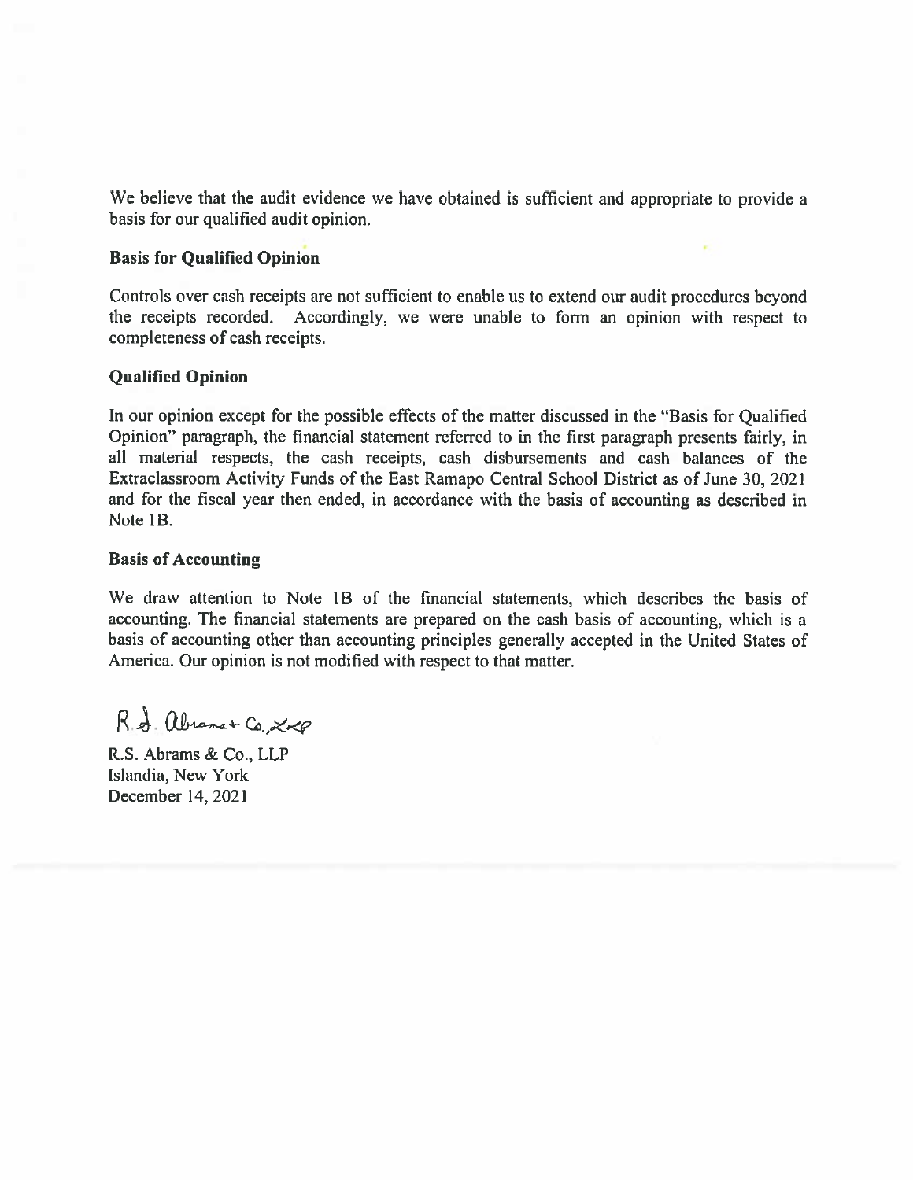We believe that the audit evidence we have obtained is sufficient and appropriate to provide a basis for our qualified audit opinion.

**Basis for Qualified Opinion**

Controls over cash receipts are not sufficient to enable us to extend our audit procedures beyond the receipts recorded. Accordingly, we were unable to form an opinion with respect to completeness of cash receipts.

**Qualified Opinion**

In our opinion except for the possible effects of the matter discussed in the "Basis for Qualified Opinion" paragraph, the financial statement referred to in the first paragraph presents fairly, in all material respects, the cash receipts, cash disbursements and cash balances of the Extraclassroom Activity Funds of the East Ramapo Central School District as of June 30, 2021 and for the fiscal year then ended, in accordance with the basis of accounting as described in Note 1B.

**Basis of Accounting**

We draw attention to Note 1B of the financial statements, which describes the basis of accounting. The financial statements are prepared on the cash basis of accounting, which is a basis of accounting other than accounting principles generally accepted in the United States of America. Our opinion is not modified with respect to that matter.

R.S. Abrams & Co., LLP

R.S. Abrams & Co., LLP
Islandia, New York
December 14, 2021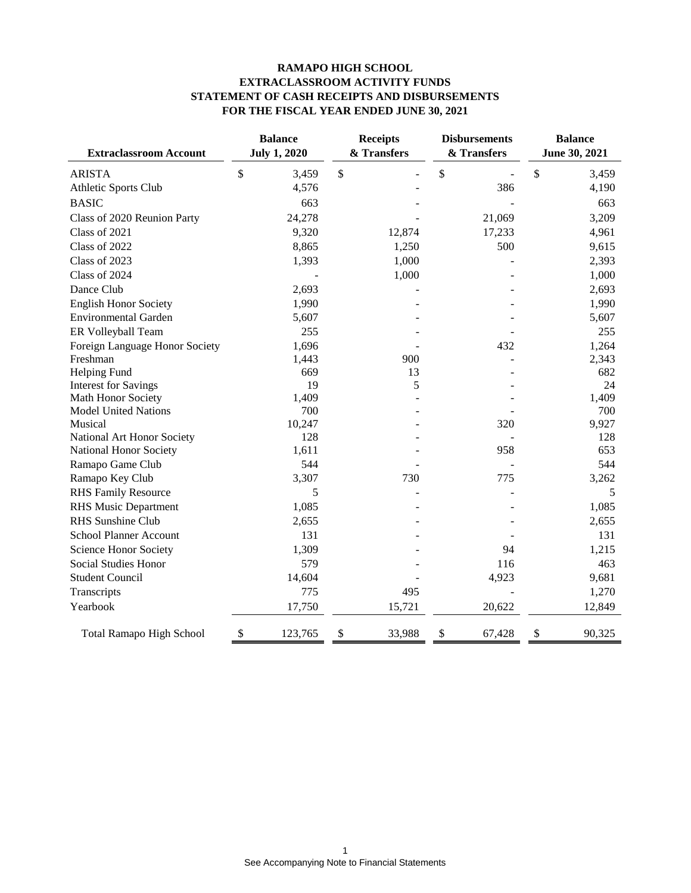**RAMAPO HIGH SCHOOL**
**EXTRACLASSROOM ACTIVITY FUNDS**
**STATEMENT OF CASH RECEIPTS AND DISBURSEMENTS**
**FOR THE FISCAL YEAR ENDED JUNE 30, 2021**

| Extraclassroom Account | Balance July 1, 2020 | Receipts & Transfers | Disbursements & Transfers | Balance June 30, 2021 |
|---|---|---|---|---|
| ARISTA | $ 3,459 | $ - | $ - | $ 3,459 |
| Athletic Sports Club | 4,576 | - | 386 | 4,190 |
| BASIC | 663 | - | - | 663 |
| Class of 2020 Reunion Party | 24,278 | - | 21,069 | 3,209 |
| Class of 2021 | 9,320 | 12,874 | 17,233 | 4,961 |
| Class of 2022 | 8,865 | 1,250 | 500 | 9,615 |
| Class of 2023 | 1,393 | 1,000 | - | 2,393 |
| Class of 2024 | - | 1,000 | - | 1,000 |
| Dance Club | 2,693 | - | - | 2,693 |
| English Honor Society | 1,990 | - | - | 1,990 |
| Environmental Garden | 5,607 | - | - | 5,607 |
| ER Volleyball Team | 255 | - | - | 255 |
| Foreign Language Honor Society | 1,696 | - | 432 | 1,264 |
| Freshman | 1,443 | 900 | - | 2,343 |
| Helping Fund | 669 | 13 | - | 682 |
| Interest for Savings | 19 | 5 | - | 24 |
| Math Honor Society | 1,409 | - | - | 1,409 |
| Model United Nations | 700 | - | - | 700 |
| Musical | 10,247 | - | 320 | 9,927 |
| National Art Honor Society | 128 | - | - | 128 |
| National Honor Society | 1,611 | - | 958 | 653 |
| Ramapo Game Club | 544 | - | - | 544 |
| Ramapo Key Club | 3,307 | 730 | 775 | 3,262 |
| RHS Family Resource | 5 | - | - | 5 |
| RHS Music Department | 1,085 | - | - | 1,085 |
| RHS Sunshine Club | 2,655 | - | - | 2,655 |
| School Planner Account | 131 | - | - | 131 |
| Science Honor Society | 1,309 | - | 94 | 1,215 |
| Social Studies Honor | 579 | - | 116 | 463 |
| Student Council | 14,604 | - | 4,923 | 9,681 |
| Transcripts | 775 | 495 | - | 1,270 |
| Yearbook | 17,750 | 15,721 | 20,622 | 12,849 |
| Total Ramapo High School | $ 123,765 | $ 33,988 | $ 67,428 | $ 90,325 |

See Accompanying Note to Financial Statements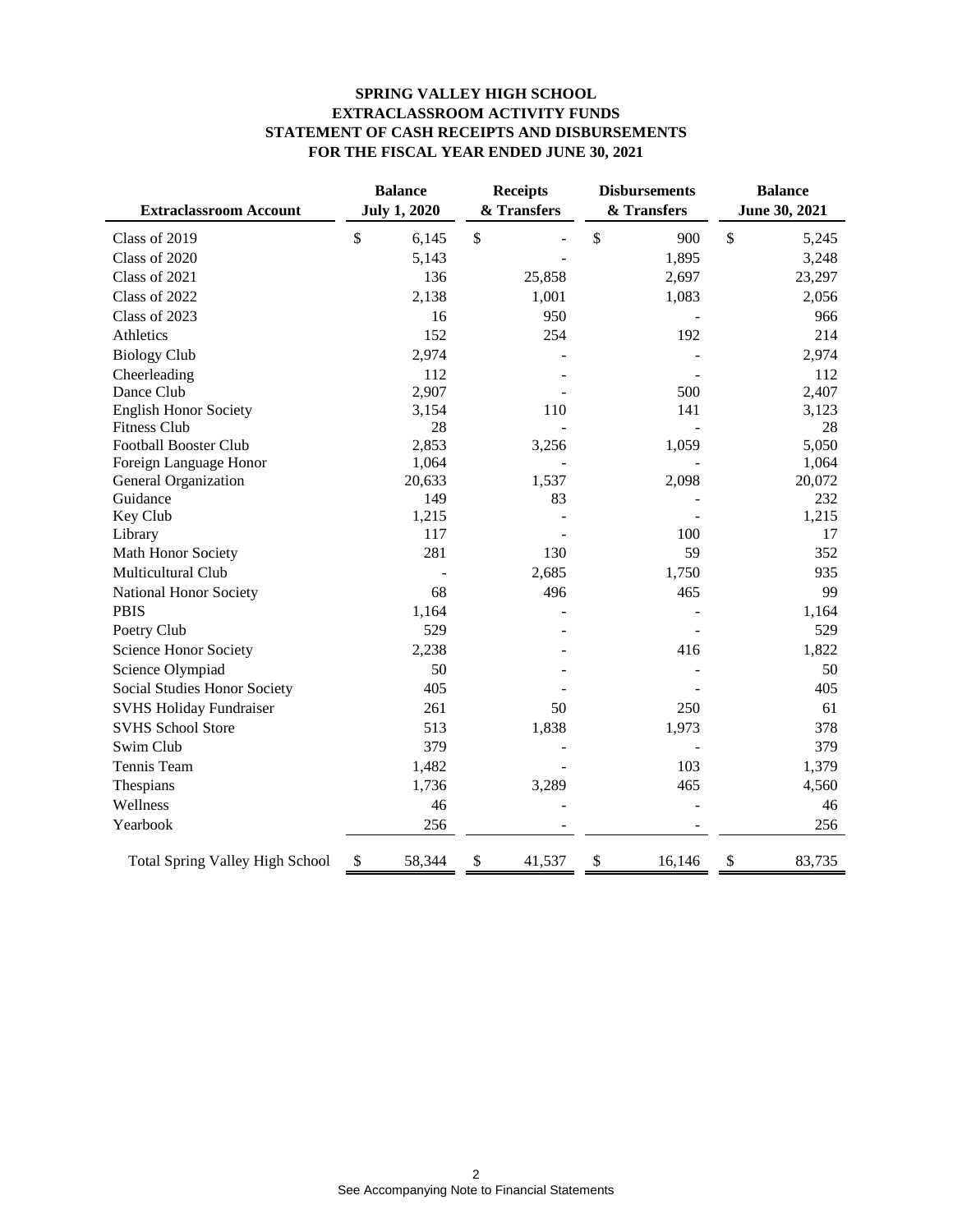# SPRING VALLEY HIGH SCHOOL
## EXTRACLASSROOM ACTIVITY FUNDS
## STATEMENT OF CASH RECEIPTS AND DISBURSEMENTS
## FOR THE FISCAL YEAR ENDED JUNE 30, 2021

| Extraclassroom Account | Balance July 1, 2020 | Receipts & Transfers | Disbursements & Transfers | Balance June 30, 2021 |
|---|---|---|---|---|
| Class of 2019 | $ 6,145 | $ - | $ 900 | $ 5,245 |
| Class of 2020 | 5,143 | - | 1,895 | 3,248 |
| Class of 2021 | 136 | 25,858 | 2,697 | 23,297 |
| Class of 2022 | 2,138 | 1,001 | 1,083 | 2,056 |
| Class of 2023 | 16 | 950 | - | 966 |
| Athletics | 152 | 254 | 192 | 214 |
| Biology Club | 2,974 | - | - | 2,974 |
| Cheerleading | 112 | - | - | 112 |
| Dance Club | 2,907 | - | 500 | 2,407 |
| English Honor Society | 3,154 | 110 | 141 | 3,123 |
| Fitness Club | 28 | - | - | 28 |
| Football Booster Club | 2,853 | 3,256 | 1,059 | 5,050 |
| Foreign Language Honor | 1,064 | - | - | 1,064 |
| General Organization | 20,633 | 1,537 | 2,098 | 20,072 |
| Guidance | 149 | 83 | - | 232 |
| Key Club | 1,215 | - | - | 1,215 |
| Library | 117 | - | 100 | 17 |
| Math Honor Society | 281 | 130 | 59 | 352 |
| Multicultural Club | - | 2,685 | 1,750 | 935 |
| National Honor Society | 68 | 496 | 465 | 99 |
| PBIS | 1,164 | - | - | 1,164 |
| Poetry Club | 529 | - | - | 529 |
| Science Honor Society | 2,238 | - | 416 | 1,822 |
| Science Olympiad | 50 | - | - | 50 |
| Social Studies Honor Society | 405 | - | - | 405 |
| SVHS Holiday Fundraiser | 261 | 50 | 250 | 61 |
| SVHS School Store | 513 | 1,838 | 1,973 | 378 |
| Swim Club | 379 | - | - | 379 |
| Tennis Team | 1,482 | - | 103 | 1,379 |
| Thespians | 1,736 | 3,289 | 465 | 4,560 |
| Wellness | 46 | - | - | 46 |
| Yearbook | 256 | - | - | 256 |
| Total Spring Valley High School | $ 58,344 | $ 41,537 | $ 16,146 | $ 83,735 |

See Accompanying Note to Financial Statements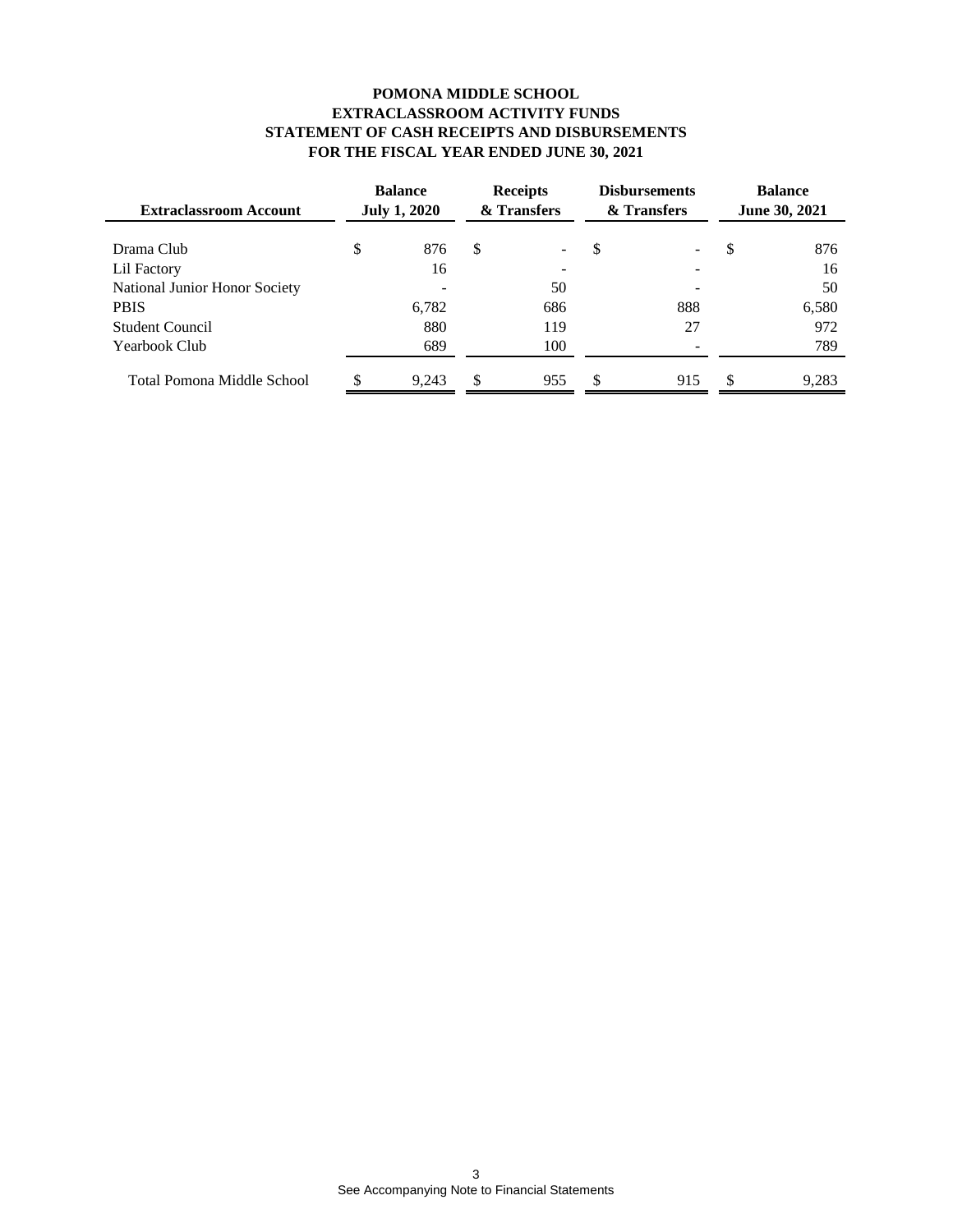**POMONA MIDDLE SCHOOL**
**EXTRACLASSROOM ACTIVITY FUNDS**
**STATEMENT OF CASH RECEIPTS AND DISBURSEMENTS**
**FOR THE FISCAL YEAR ENDED JUNE 30, 2021**

| Extraclassroom Account | Balance July 1, 2020 | Receipts & Transfers | Disbursements & Transfers | Balance June 30, 2021 |
|---|---|---|---|---|
| Drama Club | $ 876 | $ - | $ - | $ 876 |
| Lil Factory | 16 | - | - | 16 |
| National Junior Honor Society | - | 50 | - | 50 |
| PBIS | 6,782 | 686 | 888 | 6,580 |
| Student Council | 880 | 119 | 27 | 972 |
| Yearbook Club | 689 | 100 | - | 789 |
| Total Pomona Middle School | $ 9,243 | $ 955 | $ 915 | $ 9,283 |

See Accompanying Note to Financial Statements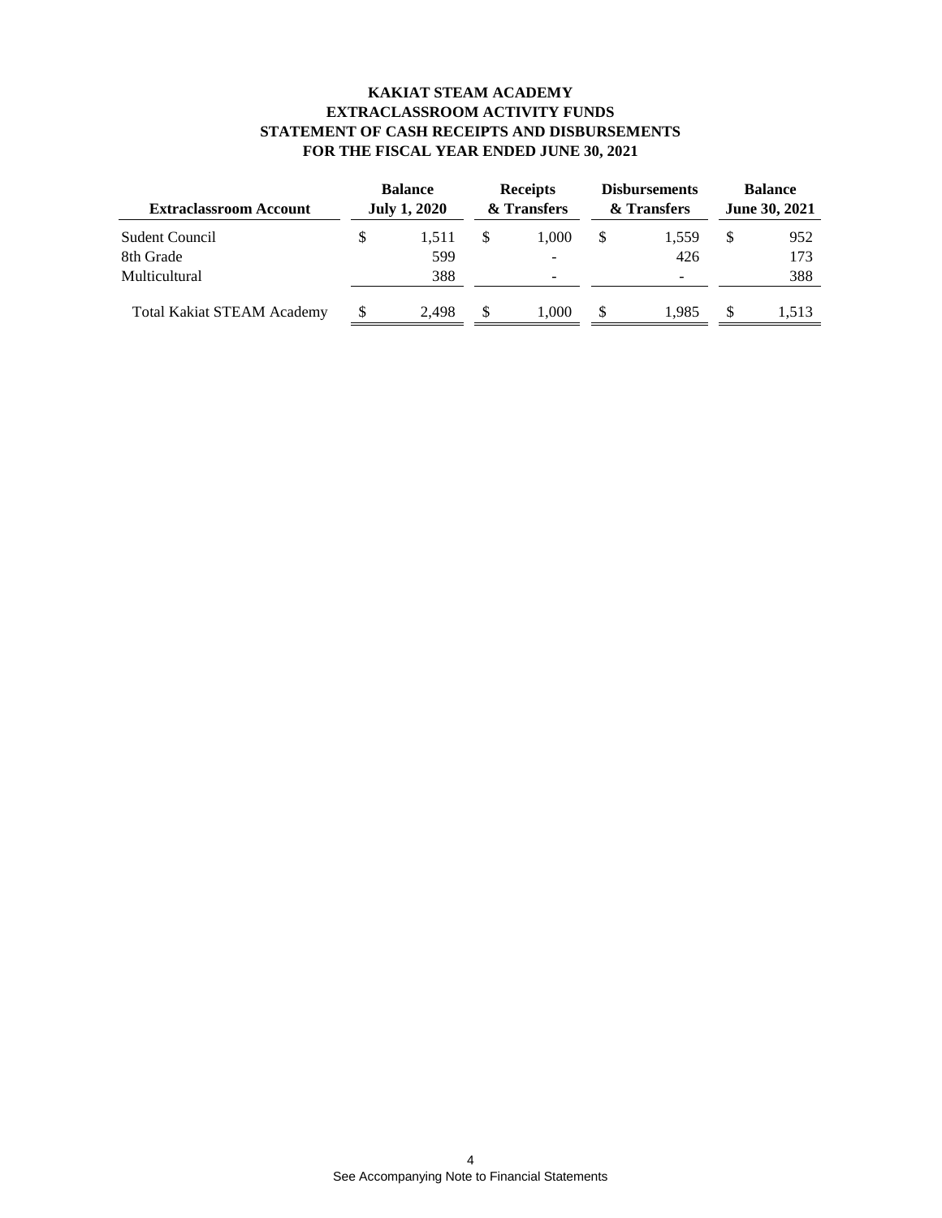**KAKIAT STEAM ACADEMY**
**EXTRACLASSROOM ACTIVITY FUNDS**
**STATEMENT OF CASH RECEIPTS AND DISBURSEMENTS**
**FOR THE FISCAL YEAR ENDED JUNE 30, 2021**

| Extraclassroom Account | Balance July 1, 2020 | Receipts & Transfers | Disbursements & Transfers | Balance June 30, 2021 |
|---|---|---|---|---|
| Sudent Council | $ 1,511 | $ 1,000 | $ 1,559 | $ 952 |
| 8th Grade | 599 | - | 426 | 173 |
| Multicultural | 388 | - | - | 388 |
| Total Kakiat STEAM Academy | $ 2,498 | $ 1,000 | $ 1,985 | $ 1,513 |

See Accompanying Note to Financial Statements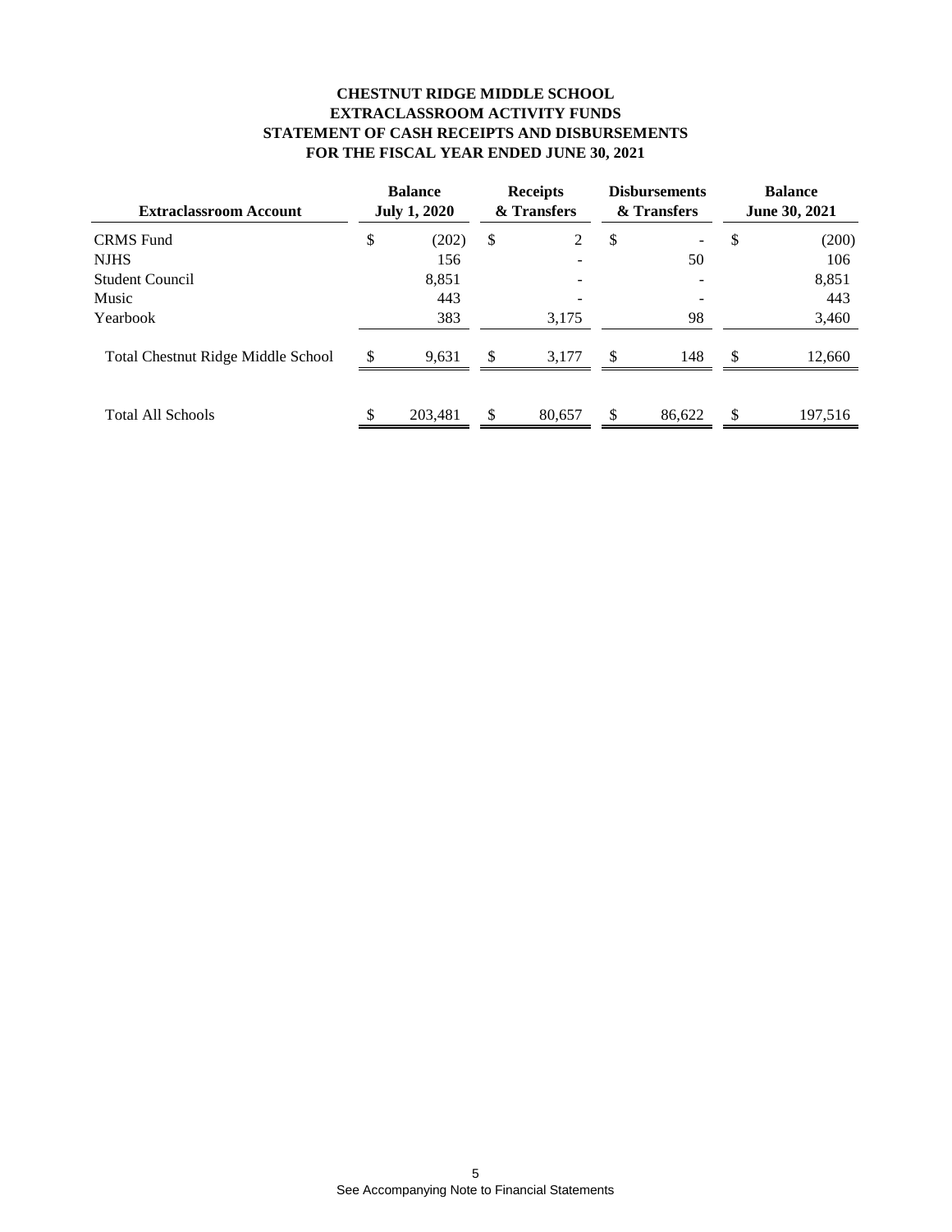**CHESTNUT RIDGE MIDDLE SCHOOL**
**EXTRACLASSROOM ACTIVITY FUNDS**
**STATEMENT OF CASH RECEIPTS AND DISBURSEMENTS**
**FOR THE FISCAL YEAR ENDED JUNE 30, 2021**

| Extraclassroom Account | Balance July 1, 2020 | Receipts & Transfers | Disbursements & Transfers | Balance June 30, 2021 |
|---|---|---|---|---|
| CRMS Fund | $ (202) | $ 2 | $ - | $ (200) |
| NJHS | 156 | - | 50 | 106 |
| Student Council | 8,851 | - | - | 8,851 |
| Music | 443 | - | - | 443 |
| Yearbook | 383 | 3,175 | 98 | 3,460 |
| Total Chestnut Ridge Middle School | $ 9,631 | $ 3,177 | $ 148 | $ 12,660 |
| Total All Schools | $ 203,481 | $ 80,657 | $ 86,622 | $ 197,516 |

See Accompanying Note to Financial Statements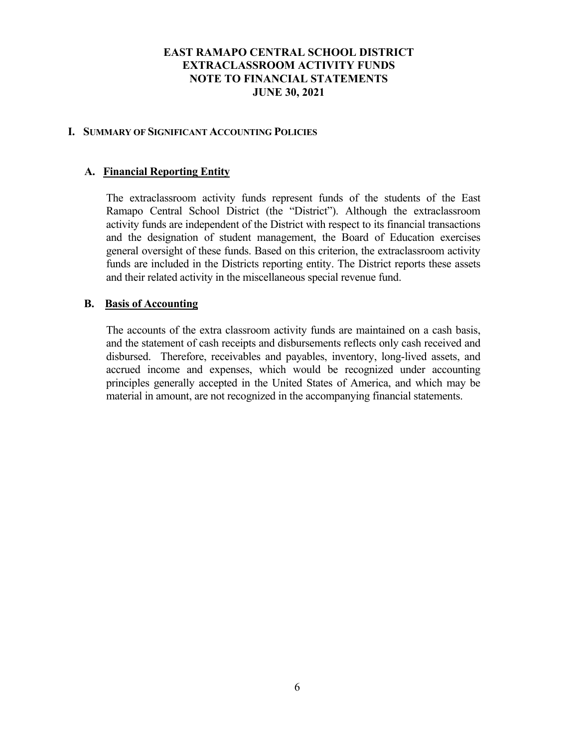# EAST RAMAPO CENTRAL SCHOOL DISTRICT
# EXTRACLASSROOM ACTIVITY FUNDS
# NOTE TO FINANCIAL STATEMENTS
# JUNE 30, 2021

## I. SUMMARY OF SIGNIFICANT ACCOUNTING POLICIES

### A. Financial Reporting Entity

The extraclassroom activity funds represent funds of the students of the East Ramapo Central School District (the "District"). Although the extraclassroom activity funds are independent of the District with respect to its financial transactions and the designation of student management, the Board of Education exercises general oversight of these funds. Based on this criterion, the extraclassroom activity funds are included in the Districts reporting entity. The District reports these assets and their related activity in the miscellaneous special revenue fund.

### B. Basis of Accounting

The accounts of the extra classroom activity funds are maintained on a cash basis, and the statement of cash receipts and disbursements reflects only cash received and disbursed. Therefore, receivables and payables, inventory, long-lived assets, and accrued income and expenses, which would be recognized under accounting principles generally accepted in the United States of America, and which may be material in amount, are not recognized in the accompanying financial statements.